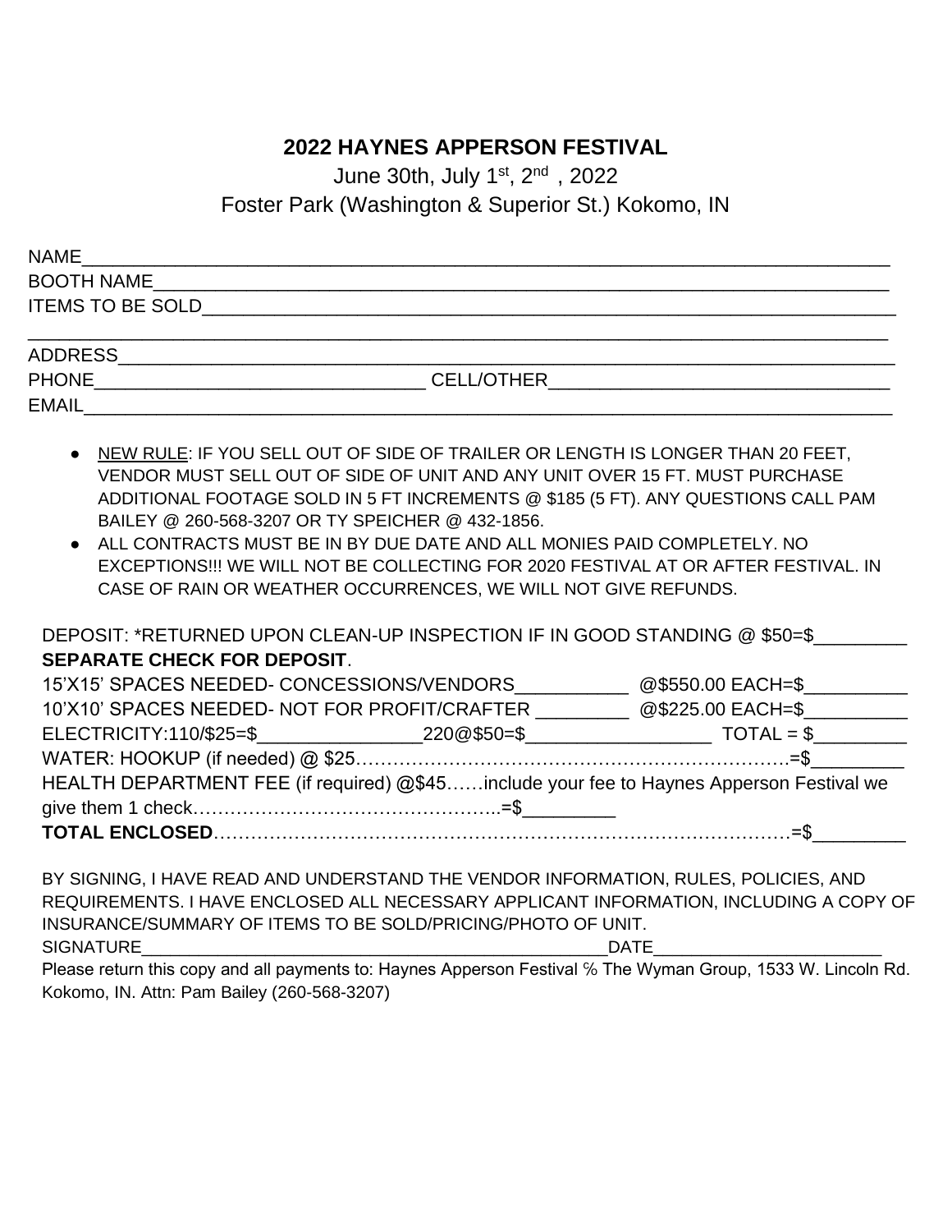# 2022 HAYNES APPERSON FESTIVAL

June 30th, July 1st, 2nd , 2022

Foster Park (Washington & Superior St.) Kokomo, IN

NAME\_\_\_\_\_\_\_\_\_\_\_\_\_\_\_\_\_\_\_\_\_\_\_\_\_\_\_\_\_\_\_\_\_\_\_\_\_\_\_\_\_\_\_\_\_\_\_\_\_\_\_\_\_\_\_\_\_\_\_\_

BOOTH NAME\_\_\_\_\_\_\_\_\_\_\_\_\_\_\_\_\_\_\_\_\_\_\_\_\_\_\_\_\_\_\_\_\_\_\_\_\_\_\_\_\_\_\_\_\_\_\_\_\_\_\_\_\_\_

ITEMS TO BE SOLD\_\_\_\_\_\_\_\_\_\_\_\_\_\_\_\_\_\_\_\_\_\_\_\_\_\_\_\_\_\_\_\_\_\_\_\_\_\_\_\_\_\_\_\_\_\_\_\_\_\_

\_\_\_\_\_\_\_\_\_\_\_\_\_\_\_\_\_\_\_\_\_\_\_\_\_\_\_\_\_\_\_\_\_\_\_\_\_\_\_\_\_\_\_\_\_\_\_\_\_\_\_\_\_\_\_\_\_\_\_\_\_\_\_\_

ADDRESS\_\_\_\_\_\_\_\_\_\_\_\_\_\_\_\_\_\_\_\_\_\_\_\_\_\_\_\_\_\_\_\_\_\_\_\_\_\_\_\_\_\_\_\_\_\_\_\_\_\_\_\_\_\_\_\_\_

PHONE\_\_\_\_\_\_\_\_\_\_\_\_\_\_\_\_\_\_\_\_\_\_\_\_\_\_ CELL/OTHER\_\_\_\_\_\_\_\_\_\_\_\_\_\_\_\_\_\_\_\_\_\_\_\_\_\_

EMAIL\_\_\_\_\_\_\_\_\_\_\_\_\_\_\_\_\_\_\_\_\_\_\_\_\_\_\_\_\_\_\_\_\_\_\_\_\_\_\_\_\_\_\_\_\_\_\_\_\_\_\_\_\_\_\_\_\_\_\_

- NEW RULE: IF YOU SELL OUT OF SIDE OF TRAILER OR LENGTH IS LONGER THAN 20 FEET, VENDOR MUST SELL OUT OF SIDE OF UNIT AND ANY UNIT OVER 15 FT. MUST PURCHASE ADDITIONAL FOOTAGE SOLD IN 5 FT INCREMENTS @ $185 (5 FT). ANY QUESTIONS CALL PAM BAILEY @ 260-568-3207 OR TY SPEICHER @ 432-1856.
- ALL CONTRACTS MUST BE IN BY DUE DATE AND ALL MONIES PAID COMPLETELY. NO EXCEPTIONS!!! WE WILL NOT BE COLLECTING FOR 2020 FESTIVAL AT OR AFTER FESTIVAL. IN CASE OF RAIN OR WEATHER OCCURRENCES, WE WILL NOT GIVE REFUNDS.

DEPOSIT: *RETURNED UPON CLEAN-UP INSPECTION IF IN GOOD STANDING @ $50=$\_\_\_\_\_\_\_\_\_ **SEPARATE CHECK FOR DEPOSIT**.

15'X15' SPACES NEEDED- CONCESSIONS/VENDORS\_\_\_\_\_\_\_\_\_\_\_ @$550.00 EACH=$\_\_\_\_\_\_\_\_\_\_

10'X10' SPACES NEEDED- NOT FOR PROFIT/CRAFTER \_\_\_\_\_\_\_\_\_ @$225.00 EACH=$\_\_\_\_\_\_\_\_\_\_

ELECTRICITY:110/$25=$\_\_\_\_\_\_\_\_\_\_\_\_\_\_\_\_220@$50=$\_\_\_\_\_\_\_\_\_\_\_\_\_\_\_\_\_\_ TOTAL = $\_\_\_\_\_\_\_\_\_

WATER: HOOKUP (if needed) @ $25……………………………………………………………….=$\_\_\_\_\_\_\_\_\_

HEALTH DEPARTMENT FEE (if required) @$45……include your fee to Haynes Apperson Festival we give them 1 check…………………………………………..=$\_\_\_\_\_\_\_\_\_

**TOTAL ENCLOSED**……………………………………………………………………………=$\_\_\_\_\_\_\_\_\_

BY SIGNING, I HAVE READ AND UNDERSTAND THE VENDOR INFORMATION, RULES, POLICIES, AND REQUIREMENTS. I HAVE ENCLOSED ALL NECESSARY APPLICANT INFORMATION, INCLUDING A COPY OF INSURANCE/SUMMARY OF ITEMS TO BE SOLD/PRICING/PHOTO OF UNIT.

SIGNATURE\_\_\_\_\_\_\_\_\_\_\_\_\_\_\_\_\_\_\_\_\_\_\_\_\_\_\_\_\_\_\_\_\_\_\_\_\_\_\_\_\_\_\_\_\_\_\_\_DATE\_\_\_\_\_\_\_\_\_\_\_\_\_\_\_\_\_\_\_\_\_\_\_\_

Please return this copy and all payments to: Haynes Apperson Festival ℅ The Wyman Group, 1533 W. Lincoln Rd. Kokomo, IN. Attn: Pam Bailey (260-568-3207)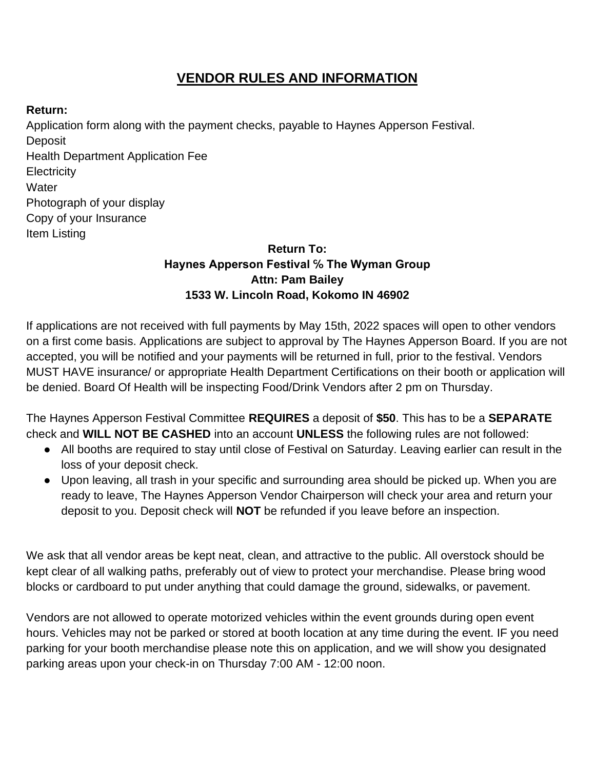# VENDOR RULES AND INFORMATION

**Return:**

Application form along with the payment checks, payable to Haynes Apperson Festival.
Deposit
Health Department Application Fee
Electricity
Water
Photograph of your display
Copy of your Insurance
Item Listing

**Return To:**
**Haynes Apperson Festival ℅ The Wyman Group**
**Attn: Pam Bailey**
**1533 W. Lincoln Road, Kokomo IN 46902**

If applications are not received with full payments by May 15th, 2022 spaces will open to other vendors on a first come basis. Applications are subject to approval by The Haynes Apperson Board. If you are not accepted, you will be notified and your payments will be returned in full, prior to the festival. Vendors MUST HAVE insurance/ or appropriate Health Department Certifications on their booth or application will be denied. Board Of Health will be inspecting Food/Drink Vendors after 2 pm on Thursday.

The Haynes Apperson Festival Committee **REQUIRES** a deposit of **$50**. This has to be a **SEPARATE** check and **WILL NOT BE CASHED** into an account **UNLESS** the following rules are not followed:

- All booths are required to stay until close of Festival on Saturday. Leaving earlier can result in the loss of your deposit check.
- Upon leaving, all trash in your specific and surrounding area should be picked up. When you are ready to leave, The Haynes Apperson Vendor Chairperson will check your area and return your deposit to you. Deposit check will **NOT** be refunded if you leave before an inspection.

We ask that all vendor areas be kept neat, clean, and attractive to the public. All overstock should be kept clear of all walking paths, preferably out of view to protect your merchandise. Please bring wood blocks or cardboard to put under anything that could damage the ground, sidewalks, or pavement.

Vendors are not allowed to operate motorized vehicles within the event grounds during open event hours. Vehicles may not be parked or stored at booth location at any time during the event. IF you need parking for your booth merchandise please note this on application, and we will show you designated parking areas upon your check-in on Thursday 7:00 AM - 12:00 noon.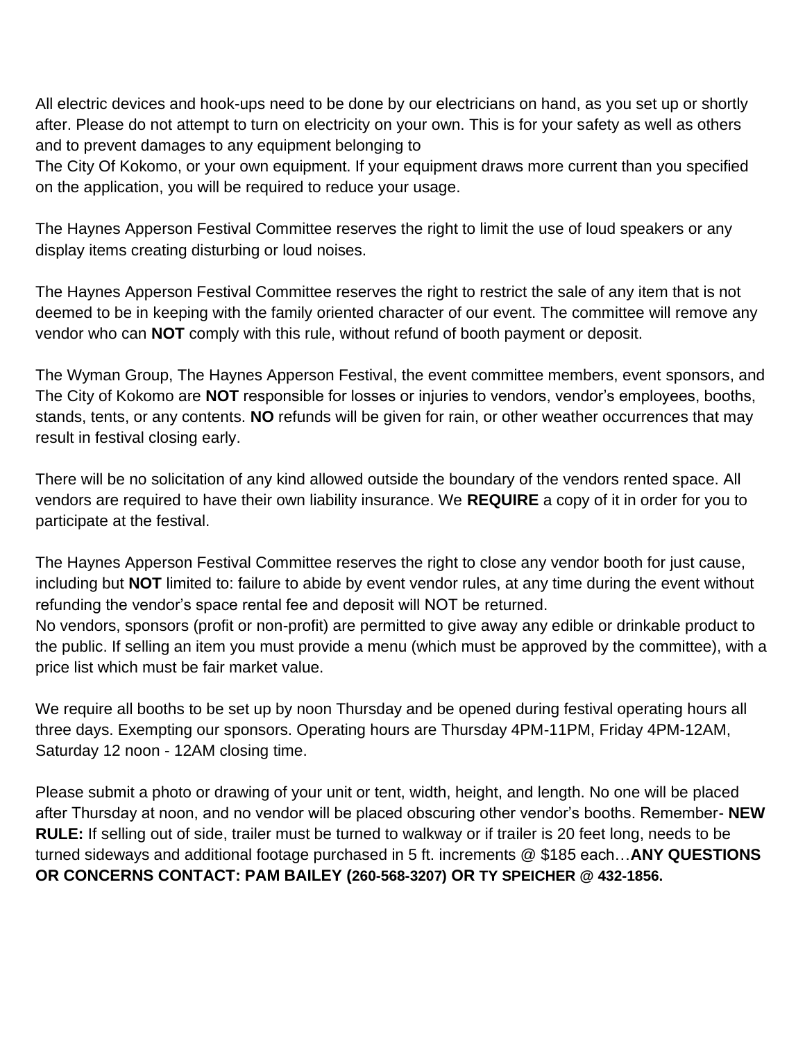All electric devices and hook-ups need to be done by our electricians on hand, as you set up or shortly after. Please do not attempt to turn on electricity on your own. This is for your safety as well as others and to prevent damages to any equipment belonging to
The City Of Kokomo, or your own equipment. If your equipment draws more current than you specified on the application, you will be required to reduce your usage.

The Haynes Apperson Festival Committee reserves the right to limit the use of loud speakers or any display items creating disturbing or loud noises.

The Haynes Apperson Festival Committee reserves the right to restrict the sale of any item that is not deemed to be in keeping with the family oriented character of our event. The committee will remove any vendor who can **NOT** comply with this rule, without refund of booth payment or deposit.

The Wyman Group, The Haynes Apperson Festival, the event committee members, event sponsors, and The City of Kokomo are **NOT** responsible for losses or injuries to vendors, vendor's employees, booths, stands, tents, or any contents. **NO** refunds will be given for rain, or other weather occurrences that may result in festival closing early.

There will be no solicitation of any kind allowed outside the boundary of the vendors rented space. All vendors are required to have their own liability insurance. We **REQUIRE** a copy of it in order for you to participate at the festival.

The Haynes Apperson Festival Committee reserves the right to close any vendor booth for just cause, including but **NOT** limited to: failure to abide by event vendor rules, at any time during the event without refunding the vendor's space rental fee and deposit will NOT be returned.
No vendors, sponsors (profit or non-profit) are permitted to give away any edible or drinkable product to the public. If selling an item you must provide a menu (which must be approved by the committee), with a price list which must be fair market value.

We require all booths to be set up by noon Thursday and be opened during festival operating hours all three days. Exempting our sponsors. Operating hours are Thursday 4PM-11PM, Friday 4PM-12AM, Saturday 12 noon - 12AM closing time.

Please submit a photo or drawing of your unit or tent, width, height, and length. No one will be placed after Thursday at noon, and no vendor will be placed obscuring other vendor's booths. Remember- **NEW RULE:** If selling out of side, trailer must be turned to walkway or if trailer is 20 feet long, needs to be turned sideways and additional footage purchased in 5 ft. increments @ $185 each…**ANY QUESTIONS OR CONCERNS CONTACT: PAM BAILEY (260-568-3207) OR TY SPEICHER @ 432-1856.**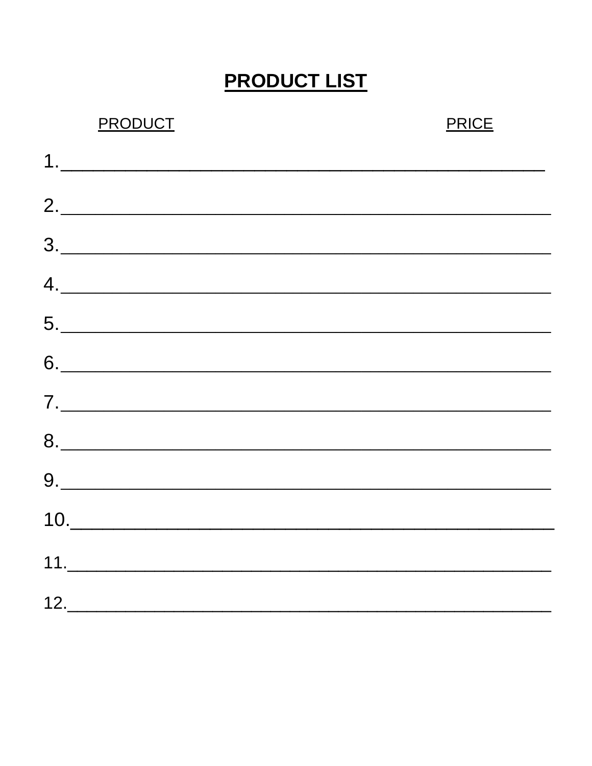# PRODUCT LIST

PRODUCT PRICE

1.____________________________________________

2.____________________________________________

3.____________________________________________

4.____________________________________________

5.____________________________________________

6.____________________________________________

7.____________________________________________

8.____________________________________________

9.____________________________________________

10.___________________________________________

11.___________________________________________

12.___________________________________________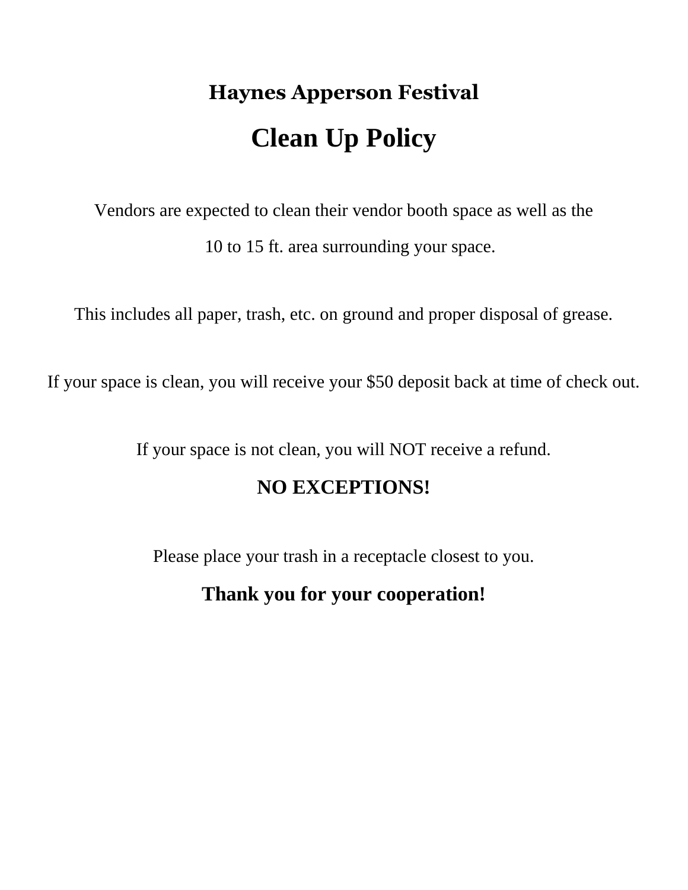## Haynes Apperson Festival

# Clean Up Policy

Vendors are expected to clean their vendor booth space as well as the 10 to 15 ft. area surrounding your space.

This includes all paper, trash, etc. on ground and proper disposal of grease.

If your space is clean, you will receive your $50 deposit back at time of check out.

If your space is not clean, you will NOT receive a refund.

**NO EXCEPTIONS!**

Please place your trash in a receptacle closest to you.

**Thank you for your cooperation!**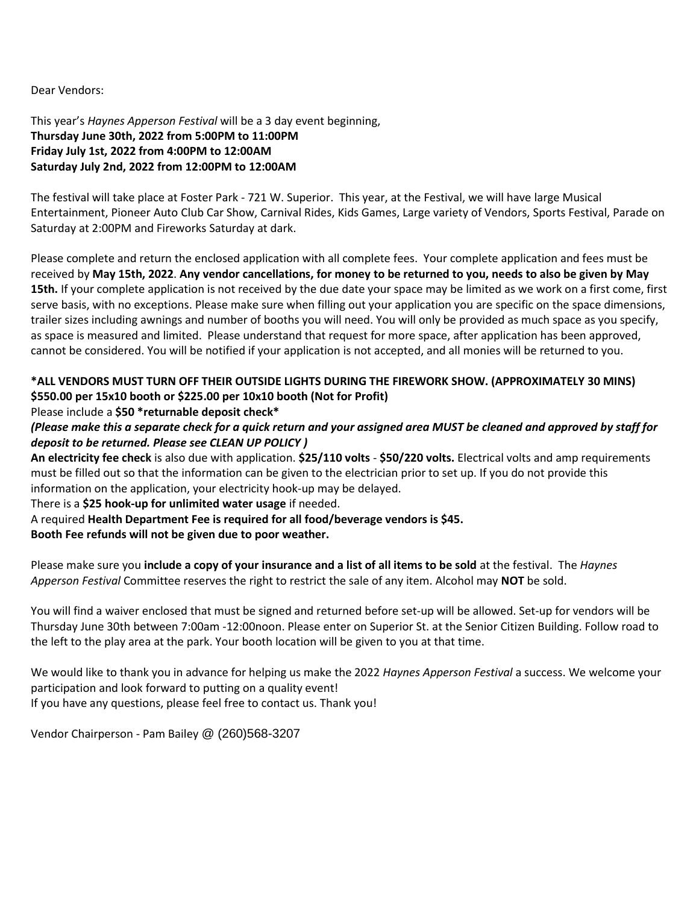Dear Vendors:

This year's *Haynes Apperson Festival* will be a 3 day event beginning,
**Thursday June 30th, 2022 from 5:00PM to 11:00PM**
**Friday July 1st, 2022 from 4:00PM to 12:00AM**
**Saturday July 2nd, 2022 from 12:00PM to 12:00AM**

The festival will take place at Foster Park - 721 W. Superior. This year, at the Festival, we will have large Musical Entertainment, Pioneer Auto Club Car Show, Carnival Rides, Kids Games, Large variety of Vendors, Sports Festival, Parade on Saturday at 2:00PM and Fireworks Saturday at dark.

Please complete and return the enclosed application with all complete fees. Your complete application and fees must be received by **May 15th, 2022**. **Any vendor cancellations, for money to be returned to you, needs to also be given by May 15th.** If your complete application is not received by the due date your space may be limited as we work on a first come, first serve basis, with no exceptions. Please make sure when filling out your application you are specific on the space dimensions, trailer sizes including awnings and number of booths you will need. You will only be provided as much space as you specify, as space is measured and limited. Please understand that request for more space, after application has been approved, cannot be considered. You will be notified if your application is not accepted, and all monies will be returned to you.

**\*ALL VENDORS MUST TURN OFF THEIR OUTSIDE LIGHTS DURING THE FIREWORK SHOW. (APPROXIMATELY 30 MINS)**
**$550.00 per 15x10 booth or $225.00 per 10x10 booth (Not for Profit)**
Please include a **$50 \*returnable deposit check\***
***(Please make this a separate check for a quick return and your assigned area MUST be cleaned and approved by staff for deposit to be returned. Please see CLEAN UP POLICY )***
**An electricity fee check** is also due with application. **$25/110 volts** - **$50/220 volts.** Electrical volts and amp requirements must be filled out so that the information can be given to the electrician prior to set up. If you do not provide this information on the application, your electricity hook-up may be delayed.
There is a **$25 hook-up for unlimited water usage** if needed.
A required **Health Department Fee is required for all food/beverage vendors is $45.**
**Booth Fee refunds will not be given due to poor weather.**

Please make sure you **include a copy of your insurance and a list of all items to be sold** at the festival. The *Haynes Apperson Festival* Committee reserves the right to restrict the sale of any item. Alcohol may **NOT** be sold.

You will find a waiver enclosed that must be signed and returned before set-up will be allowed. Set-up for vendors will be Thursday June 30th between 7:00am -12:00noon. Please enter on Superior St. at the Senior Citizen Building. Follow road to the left to the play area at the park. Your booth location will be given to you at that time.

We would like to thank you in advance for helping us make the 2022 *Haynes Apperson Festival* a success. We welcome your participation and look forward to putting on a quality event!
If you have any questions, please feel free to contact us. Thank you!

Vendor Chairperson - Pam Bailey @ (260)568-3207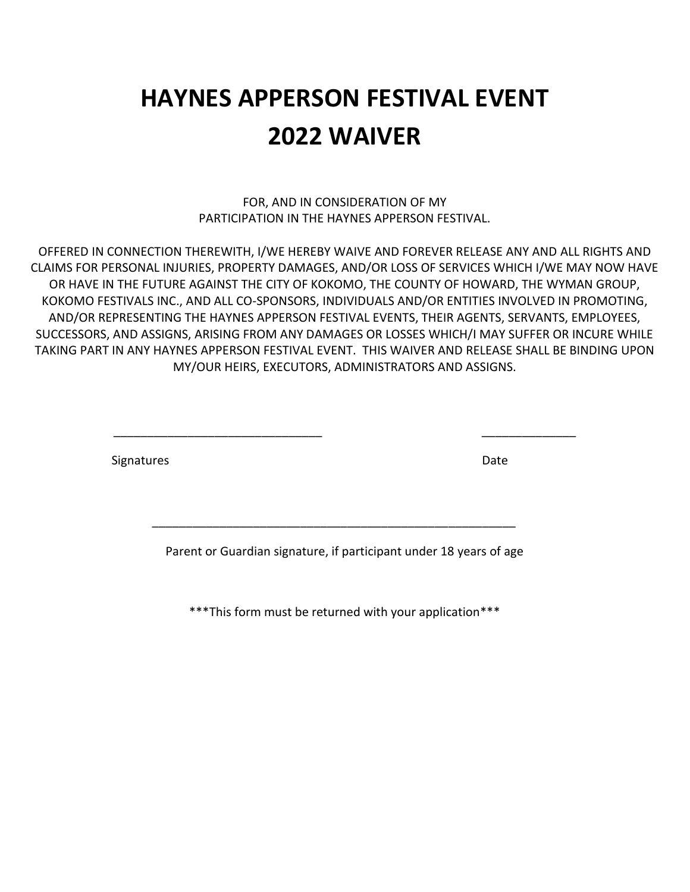# HAYNES APPERSON FESTIVAL EVENT
# 2022 WAIVER

FOR, AND IN CONSIDERATION OF MY
PARTICIPATION IN THE HAYNES APPERSON FESTIVAL.

OFFERED IN CONNECTION THEREWITH, I/WE HEREBY WAIVE AND FOREVER RELEASE ANY AND ALL RIGHTS AND CLAIMS FOR PERSONAL INJURIES, PROPERTY DAMAGES, AND/OR LOSS OF SERVICES WHICH I/WE MAY NOW HAVE OR HAVE IN THE FUTURE AGAINST THE CITY OF KOKOMO, THE COUNTY OF HOWARD, THE WYMAN GROUP, KOKOMO FESTIVALS INC., AND ALL CO-SPONSORS, INDIVIDUALS AND/OR ENTITIES INVOLVED IN PROMOTING, AND/OR REPRESENTING THE HAYNES APPERSON FESTIVAL EVENTS, THEIR AGENTS, SERVANTS, EMPLOYEES, SUCCESSORS, AND ASSIGNS, ARISING FROM ANY DAMAGES OR LOSSES WHICH/I MAY SUFFER OR INCURE WHILE TAKING PART IN ANY HAYNES APPERSON FESTIVAL EVENT. THIS WAIVER AND RELEASE SHALL BE BINDING UPON MY/OUR HEIRS, EXECUTORS, ADMINISTRATORS AND ASSIGNS.

_______________________________ ______________

Signatures Date

_______________________________________________________

Parent or Guardian signature, if participant under 18 years of age

***This form must be returned with your application***